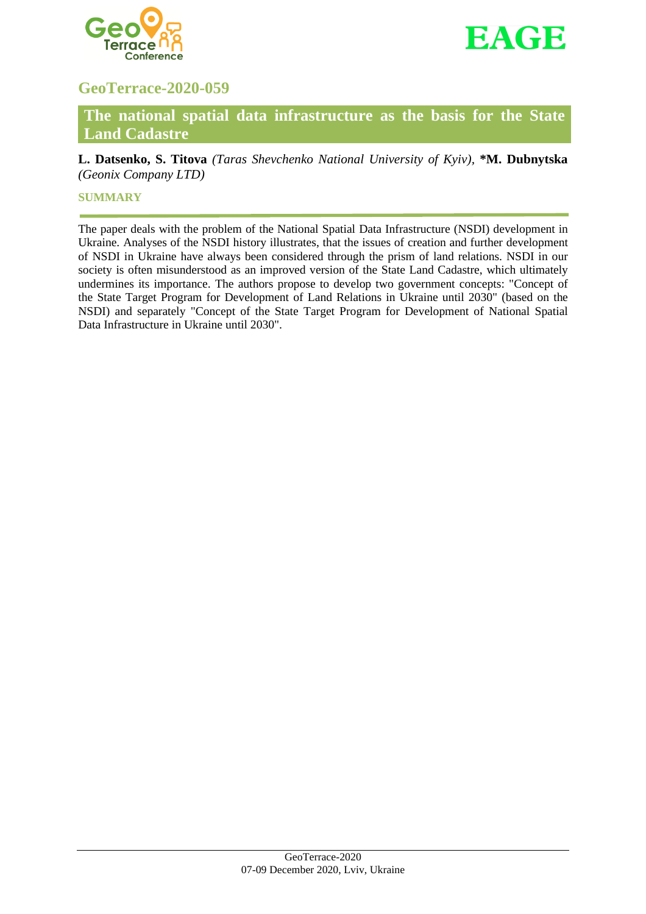## GeoTerrace-2020-059

# The national spatial data infrastructure as the basis for the State Land Cadastre

**L. Datsenko, S. Titova** *(Taras Shevchenko National University of Kyiv)*, ***M. Dubnytska** *(Geonix Company LTD)*

### SUMMARY

The paper deals with the problem of the National Spatial Data Infrastructure (NSDI) development in Ukraine. Analyses of the NSDI history illustrates, that the issues of creation and further development of NSDI in Ukraine have always been considered through the prism of land relations. NSDI in our society is often misunderstood as an improved version of the State Land Cadastre, which ultimately undermines its importance. The authors propose to develop two government concepts: "Concept of the State Target Program for Development of Land Relations in Ukraine until 2030" (based on the NSDI) and separately "Concept of the State Target Program for Development of National Spatial Data Infrastructure in Ukraine until 2030".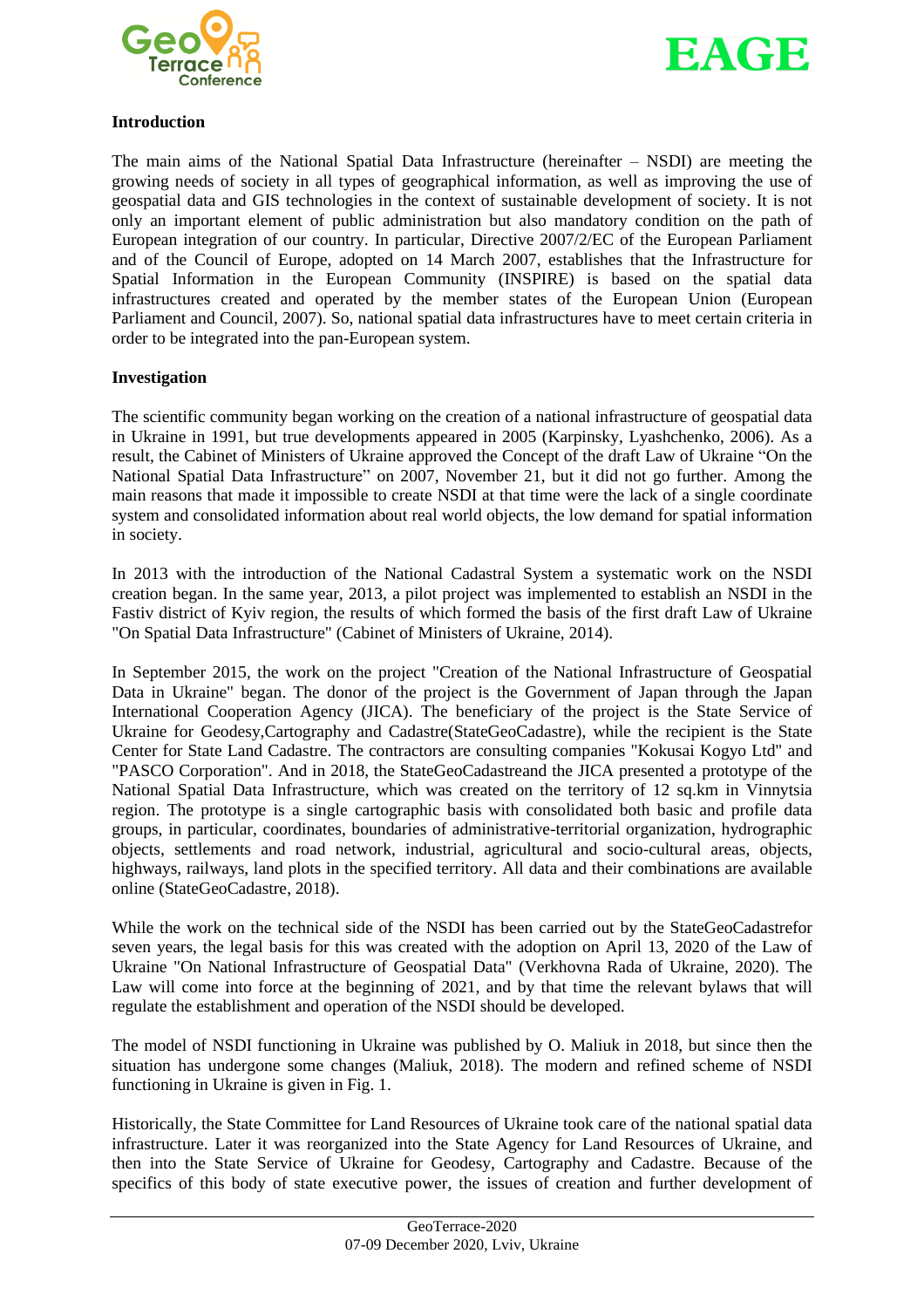## Introduction

The main aims of the National Spatial Data Infrastructure (hereinafter – NSDI) are meeting the growing needs of society in all types of geographical information, as well as improving the use of geospatial data and GIS technologies in the context of sustainable development of society. It is not only an important element of public administration but also mandatory condition on the path of European integration of our country. In particular, Directive 2007/2/EC of the European Parliament and of the Council of Europe, adopted on 14 March 2007, establishes that the Infrastructure for Spatial Information in the European Community (INSPIRE) is based on the spatial data infrastructures created and operated by the member states of the European Union (European Parliament and Council, 2007). So, national spatial data infrastructures have to meet certain criteria in order to be integrated into the pan-European system.

## Investigation

The scientific community began working on the creation of a national infrastructure of geospatial data in Ukraine in 1991, but true developments appeared in 2005 (Karpinsky, Lyashchenko, 2006). As a result, the Cabinet of Ministers of Ukraine approved the Concept of the draft Law of Ukraine "On the National Spatial Data Infrastructure" on 2007, November 21, but it did not go further. Among the main reasons that made it impossible to create NSDI at that time were the lack of a single coordinate system and consolidated information about real world objects, the low demand for spatial information in society.

In 2013 with the introduction of the National Cadastral System a systematic work on the NSDI creation began. In the same year, 2013, a pilot project was implemented to establish an NSDI in the Fastiv district of Kyiv region, the results of which formed the basis of the first draft Law of Ukraine "On Spatial Data Infrastructure" (Cabinet of Ministers of Ukraine, 2014).

In September 2015, the work on the project "Creation of the National Infrastructure of Geospatial Data in Ukraine" began. The donor of the project is the Government of Japan through the Japan International Cooperation Agency (JICA). The beneficiary of the project is the State Service of Ukraine for Geodesy,Cartography and Cadastre(StateGeoCadastre), while the recipient is the State Center for State Land Cadastre. The contractors are consulting companies "Kokusai Kogyo Ltd" and "PASCO Corporation". And in 2018, the StateGeoCadastreand the JICA presented a prototype of the National Spatial Data Infrastructure, which was created on the territory of 12 sq.km in Vinnytsia region. The prototype is a single cartographic basis with consolidated both basic and profile data groups, in particular, coordinates, boundaries of administrative-territorial organization, hydrographic objects, settlements and road network, industrial, agricultural and socio-cultural areas, objects, highways, railways, land plots in the specified territory. All data and their combinations are available online (StateGeoCadastre, 2018).

While the work on the technical side of the NSDI has been carried out by the StateGeoCadastrefor seven years, the legal basis for this was created with the adoption on April 13, 2020 of the Law of Ukraine "On National Infrastructure of Geospatial Data" (Verkhovna Rada of Ukraine, 2020). The Law will come into force at the beginning of 2021, and by that time the relevant bylaws that will regulate the establishment and operation of the NSDI should be developed.

The model of NSDI functioning in Ukraine was published by O. Maliuk in 2018, but since then the situation has undergone some changes (Maliuk, 2018). The modern and refined scheme of NSDI functioning in Ukraine is given in Fig. 1.

Historically, the State Committee for Land Resources of Ukraine took care of the national spatial data infrastructure. Later it was reorganized into the State Agency for Land Resources of Ukraine, and then into the State Service of Ukraine for Geodesy, Cartography and Cadastre. Because of the specifics of this body of state executive power, the issues of creation and further development of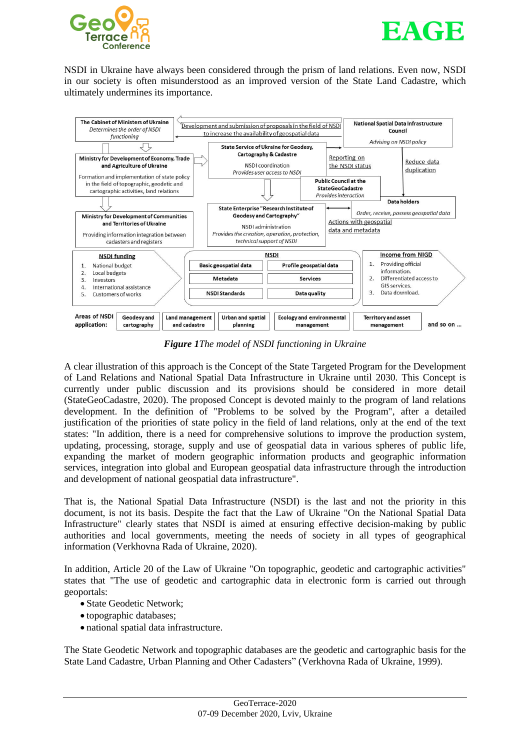NSDI in Ukraine have always been considered through the prism of land relations. Even now, NSDI in our society is often misunderstood as an improved version of the State Land Cadastre, which ultimately undermines its importance.

**The Cabinet of Ministers of Ukraine**
*Determines the order of NSDI functioning*

Development and submission of proposals in the field of NSDI to increase the availability of geospatial data

**National Spatial Data Infrastructure Council**
*Advising on NSDI policy*

**Ministry for Development of Economy, Trade and Agriculture of Ukraine**
Formation and implementation of state policy in the field of topographic, geodetic and cartographic activities, land relations

**State Service of Ukraine for Geodesy, Cartography & Cadastre**
NSDI coordination
*Provides user access to NSDI*

Reporting on the NSDI status

Reduce data duplication

**Public Council at the StateGeoCadastre**
*Provides interaction*

**Data holders**
*Order, receive, possess geospatial data*

**Ministry for Development of Communities and Territories of Ukraine**
Providing information integration between cadasters and registers

**State Enterprise "Research Institute of Geodesy and Cartography"**
NSDI administration
*Provides the creation, operation, protection, technical support of NSDI*

Actions with geospatial data and metadata

**NSDI funding**
1. National budget
2. Local budgets
3. Investors
4. International assistance
5. Customers of works

**NSDI**
- Basic geospatial data
- Profile geospatial data
- Metadata
- Services
- NSDI Standards
- Data quality

**Income from NIGD**
1. Providing official information.
2. Differentiated access to GIS services.
3. Data download.

**Areas of NSDI application:** Geodesy and cartography | Land management and cadastre | Urban and spatial planning | Ecology and environmental management | Territory and asset management | and so on ...

***Figure 1****The model of NSDI functioning in Ukraine*

A clear illustration of this approach is the Concept of the State Targeted Program for the Development of Land Relations and National Spatial Data Infrastructure in Ukraine until 2030. This Concept is currently under public discussion and its provisions should be considered in more detail (StateGeoCadastre, 2020). The proposed Concept is devoted mainly to the program of land relations development. In the definition of "Problems to be solved by the Program", after a detailed justification of the priorities of state policy in the field of land relations, only at the end of the text states: "In addition, there is a need for comprehensive solutions to improve the production system, updating, processing, storage, supply and use of geospatial data in various spheres of public life, expanding the market of modern geographic information products and geographic information services, integration into global and European geospatial data infrastructure through the introduction and development of national geospatial data infrastructure".

That is, the National Spatial Data Infrastructure (NSDI) is the last and not the priority in this document, is not its basis. Despite the fact that the Law of Ukraine "On the National Spatial Data Infrastructure" clearly states that NSDI is aimed at ensuring effective decision-making by public authorities and local governments, meeting the needs of society in all types of geographical information (Verkhovna Rada of Ukraine, 2020).

In addition, Article 20 of the Law of Ukraine "On topographic, geodetic and cartographic activities" states that "The use of geodetic and cartographic data in electronic form is carried out through geoportals:

- State Geodetic Network;
- topographic databases;
- national spatial data infrastructure.

The State Geodetic Network and topographic databases are the geodetic and cartographic basis for the State Land Cadastre, Urban Planning and Other Cadasters" (Verkhovna Rada of Ukraine, 1999).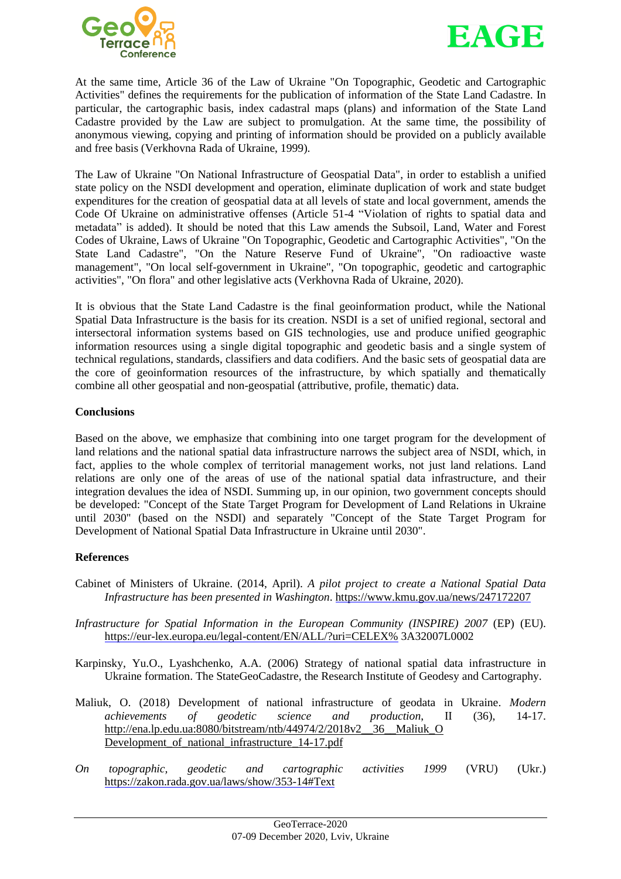At the same time, Article 36 of the Law of Ukraine "On Topographic, Geodetic and Cartographic Activities" defines the requirements for the publication of information of the State Land Cadastre. In particular, the cartographic basis, index cadastral maps (plans) and information of the State Land Cadastre provided by the Law are subject to promulgation. At the same time, the possibility of anonymous viewing, copying and printing of information should be provided on a publicly available and free basis (Verkhovna Rada of Ukraine, 1999).

The Law of Ukraine "On National Infrastructure of Geospatial Data", in order to establish a unified state policy on the NSDI development and operation, eliminate duplication of work and state budget expenditures for the creation of geospatial data at all levels of state and local government, amends the Code Of Ukraine on administrative offenses (Article 51-4 "Violation of rights to spatial data and metadata" is added). It should be noted that this Law amends the Subsoil, Land, Water and Forest Codes of Ukraine, Laws of Ukraine "On Topographic, Geodetic and Cartographic Activities", "On the State Land Cadastre", "On the Nature Reserve Fund of Ukraine", "On radioactive waste management", "On local self-government in Ukraine", "On topographic, geodetic and cartographic activities", "On flora" and other legislative acts (Verkhovna Rada of Ukraine, 2020).

It is obvious that the State Land Cadastre is the final geoinformation product, while the National Spatial Data Infrastructure is the basis for its creation. NSDI is a set of unified regional, sectoral and intersectoral information systems based on GIS technologies, use and produce unified geographic information resources using a single digital topographic and geodetic basis and a single system of technical regulations, standards, classifiers and data codifiers. And the basic sets of geospatial data are the core of geoinformation resources of the infrastructure, by which spatially and thematically combine all other geospatial and non-geospatial (attributive, profile, thematic) data.

**Conclusions**

Based on the above, we emphasize that combining into one target program for the development of land relations and the national spatial data infrastructure narrows the subject area of NSDI, which, in fact, applies to the whole complex of territorial management works, not just land relations. Land relations are only one of the areas of use of the national spatial data infrastructure, and their integration devalues the idea of NSDI. Summing up, in our opinion, two government concepts should be developed: "Concept of the State Target Program for Development of Land Relations in Ukraine until 2030" (based on the NSDI) and separately "Concept of the State Target Program for Development of National Spatial Data Infrastructure in Ukraine until 2030".

**References**

Cabinet of Ministers of Ukraine. (2014, April). *A pilot project to create a National Spatial Data Infrastructure has been presented in Washington*. https://www.kmu.gov.ua/news/247172207

*Infrastructure for Spatial Information in the European Community (INSPIRE) 2007* (EP) (EU). https://eur-lex.europa.eu/legal-content/EN/ALL/?uri=CELEX% 3A32007L0002

Karpinsky, Yu.O., Lyashchenko, A.A. (2006) Strategy of national spatial data infrastructure in Ukraine formation. The StateGeoCadastre, the Research Institute of Geodesy and Cartography.

Maliuk, O. (2018) Development of national infrastructure of geodata in Ukraine. *Modern achievements of geodetic science and production*, II (36), 14-17. http://ena.lp.edu.ua:8080/bitstream/ntb/44974/2/2018v2__36__Maliuk_O Development_of_national_infrastructure_14-17.pdf

*On topographic, geodetic and cartographic activities 1999* (VRU) (Ukr.) https://zakon.rada.gov.ua/laws/show/353-14#Text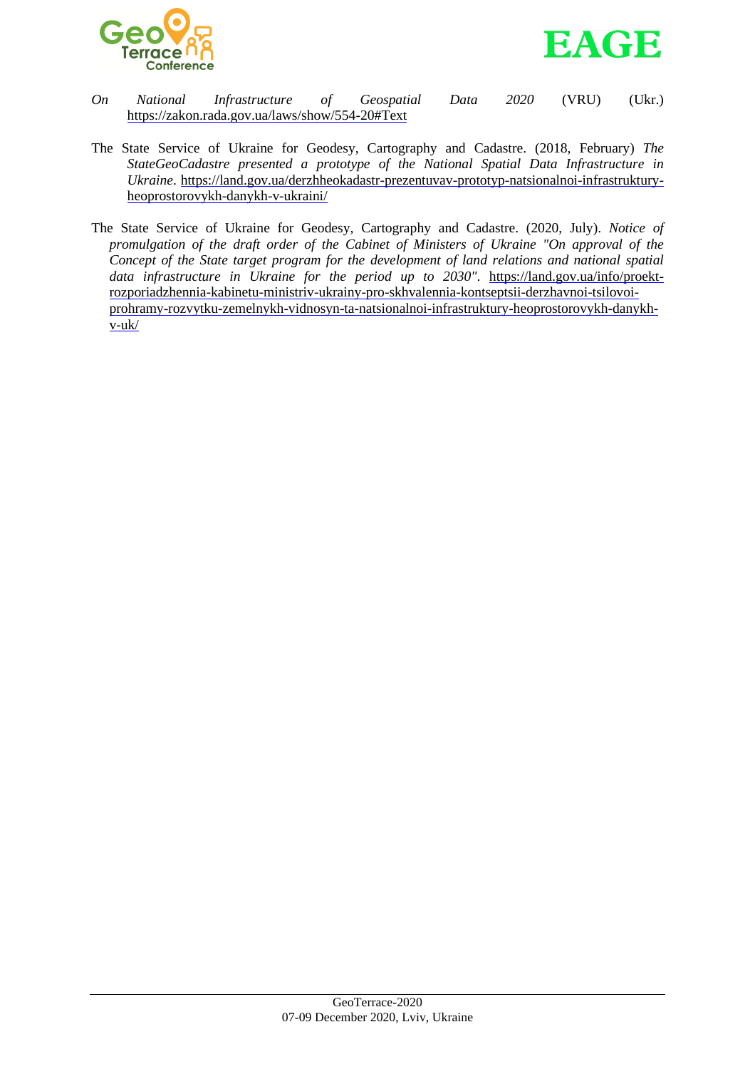*On National Infrastructure of Geospatial Data 2020* (VRU) (Ukr.) https://zakon.rada.gov.ua/laws/show/554-20#Text

The State Service of Ukraine for Geodesy, Cartography and Cadastre. (2018, February) *The StateGeoCadastre presented a prototype of the National Spatial Data Infrastructure in Ukraine*. https://land.gov.ua/derzhheokadastr-prezentuvav-prototyp-natsionalnoi-infrastruktury-heoprostorovykh-danykh-v-ukraini/

The State Service of Ukraine for Geodesy, Cartography and Cadastre. (2020, July). *Notice of promulgation of the draft order of the Cabinet of Ministers of Ukraine "On approval of the Concept of the State target program for the development of land relations and national spatial data infrastructure in Ukraine for the period up to 2030"*. https://land.gov.ua/info/proekt-rozporiadzhennia-kabinetu-ministriv-ukrainy-pro-skhvalennia-kontseptsii-derzhavnoi-tsilovoi-prohramy-rozvytku-zemelnykh-vidnosyn-ta-natsionalnoi-infrastruktury-heoprostorovykh-danykh-v-uk/